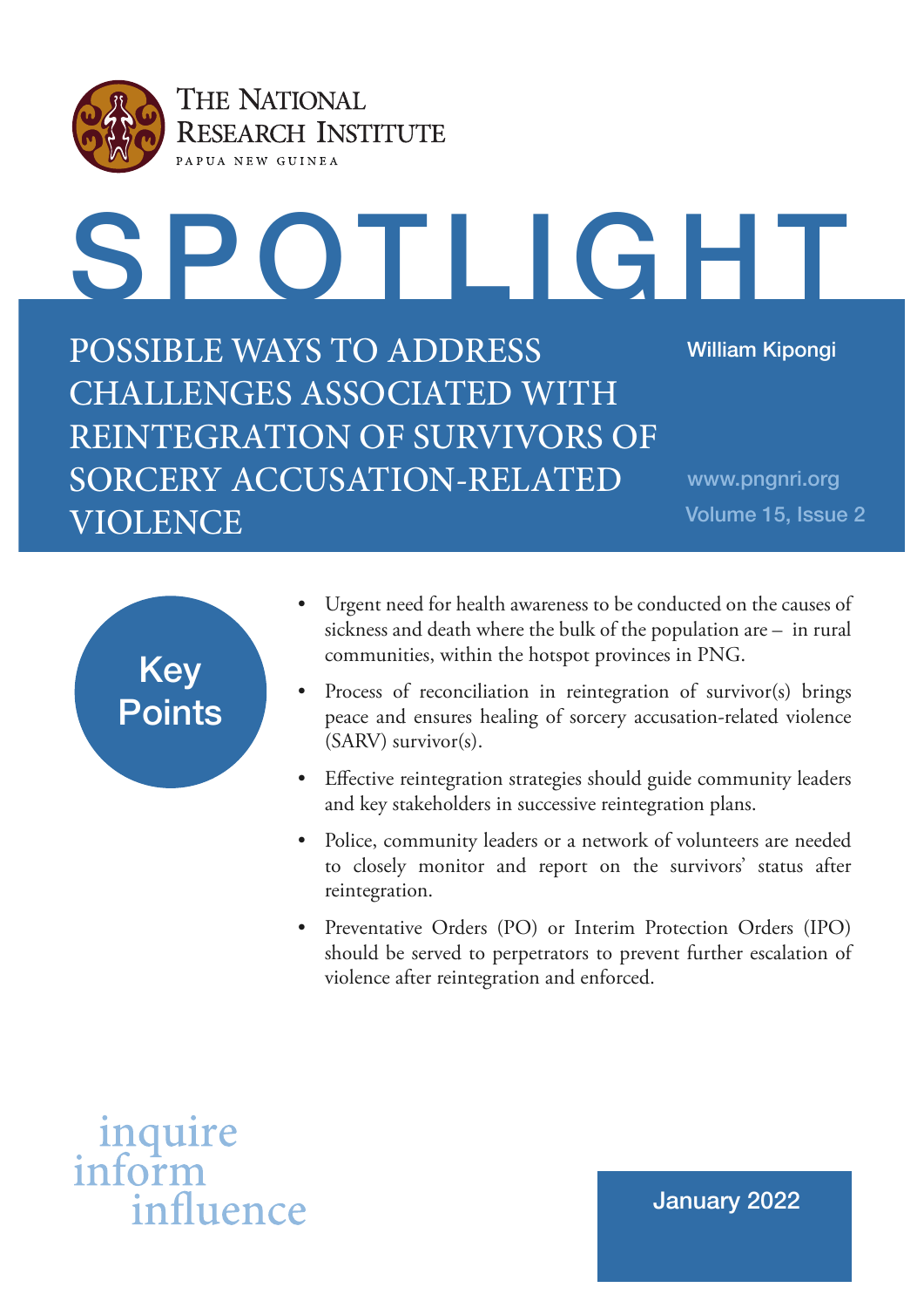THE NATIONAL RESEARCH INSTITUTE

PAPUA NEW GUINEA

# SPOTLIGHT

## POSSIBLE WAYS TO ADDRESS CHALLENGES ASSOCIATED WITH REINTEGRATION OF SURVIVORS OF SORCERY ACCUSATION-RELATED VIOLENCE

William Kipongi

www.pngnri.org

Volume 15, Issue 2

### Key Points

- Urgent need for health awareness to be conducted on the causes of sickness and death where the bulk of the population are – in rural communities, within the hotspot provinces in PNG.
- Process of reconciliation in reintegration of survivor(s) brings peace and ensures healing of sorcery accusation-related violence (SARV) survivor(s).
- Effective reintegration strategies should guide community leaders and key stakeholders in successive reintegration plans.
- Police, community leaders or a network of volunteers are needed to closely monitor and report on the survivors' status after reintegration.
- Preventative Orders (PO) or Interim Protection Orders (IPO) should be served to perpetrators to prevent further escalation of violence after reintegration and enforced.

inquire
inform
influence

January 2022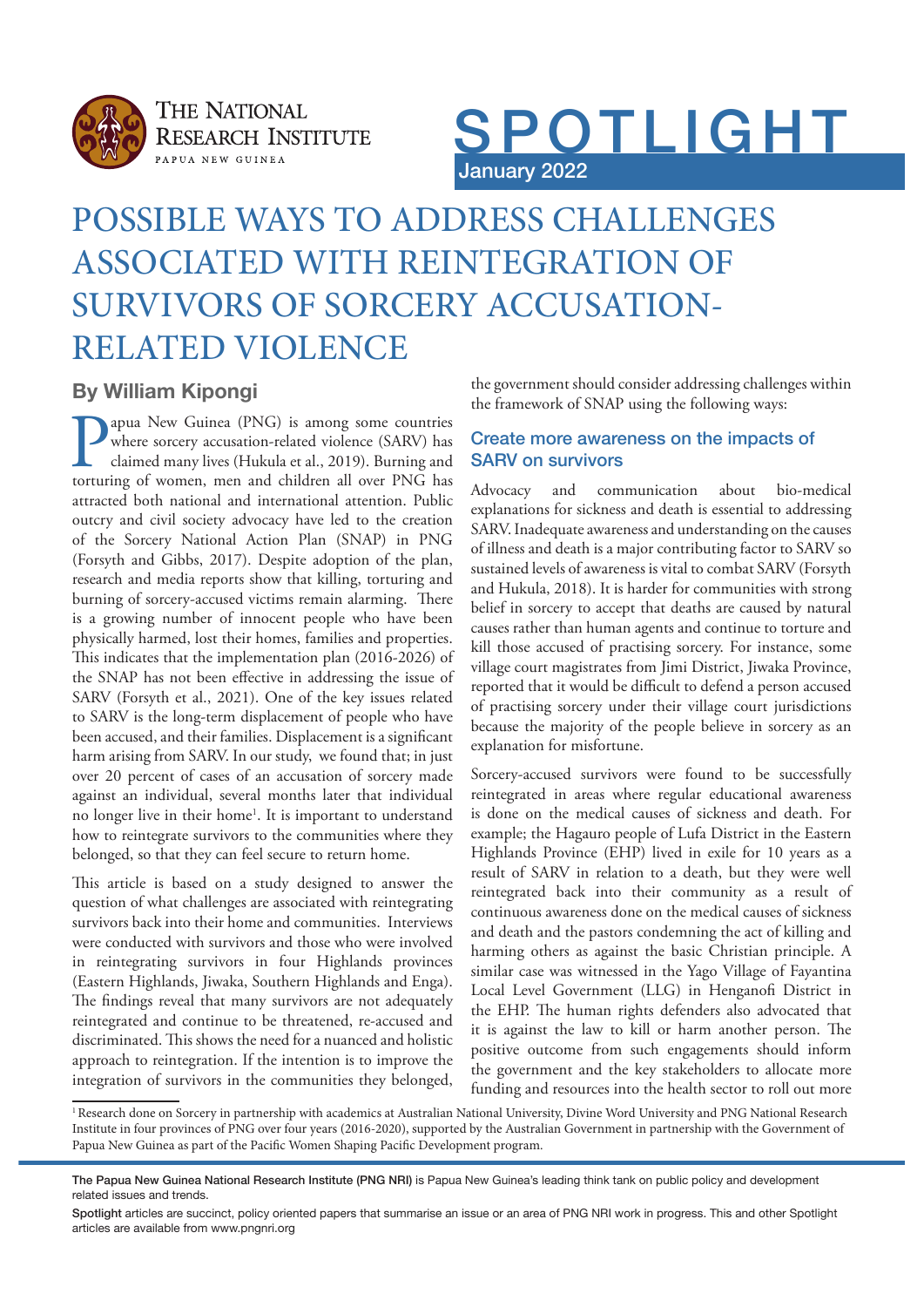# POSSIBLE WAYS TO ADDRESS CHALLENGES ASSOCIATED WITH REINTEGRATION OF SURVIVORS OF SORCERY ACCUSATION-RELATED VIOLENCE

**SPOTLIGHT** January 2022

## By William Kipongi

Papua New Guinea (PNG) is among some countries where sorcery accusation-related violence (SARV) has claimed many lives (Hukula et al., 2019). Burning and torturing of women, men and children all over PNG has attracted both national and international attention. Public outcry and civil society advocacy have led to the creation of the Sorcery National Action Plan (SNAP) in PNG (Forsyth and Gibbs, 2017). Despite adoption of the plan, research and media reports show that killing, torturing and burning of sorcery-accused victims remain alarming. There is a growing number of innocent people who have been physically harmed, lost their homes, families and properties. This indicates that the implementation plan (2016-2026) of the SNAP has not been effective in addressing the issue of SARV (Forsyth et al., 2021). One of the key issues related to SARV is the long-term displacement of people who have been accused, and their families. Displacement is a significant harm arising from SARV. In our study, we found that; in just over 20 percent of cases of an accusation of sorcery made against an individual, several months later that individual no longer live in their home[1]. It is important to understand how to reintegrate survivors to the communities where they belonged, so that they can feel secure to return home.

This article is based on a study designed to answer the question of what challenges are associated with reintegrating survivors back into their home and communities. Interviews were conducted with survivors and those who were involved in reintegrating survivors in four Highlands provinces (Eastern Highlands, Jiwaka, Southern Highlands and Enga). The findings reveal that many survivors are not adequately reintegrated and continue to be threatened, re-accused and discriminated. This shows the need for a nuanced and holistic approach to reintegration. If the intention is to improve the integration of survivors in the communities they belonged, the government should consider addressing challenges within the framework of SNAP using the following ways:

### Create more awareness on the impacts of SARV on survivors

Advocacy and communication about bio-medical explanations for sickness and death is essential to addressing SARV. Inadequate awareness and understanding on the causes of illness and death is a major contributing factor to SARV so sustained levels of awareness is vital to combat SARV (Forsyth and Hukula, 2018). It is harder for communities with strong belief in sorcery to accept that deaths are caused by natural causes rather than human agents and continue to torture and kill those accused of practising sorcery. For instance, some village court magistrates from Jimi District, Jiwaka Province, reported that it would be difficult to defend a person accused of practising sorcery under their village court jurisdictions because the majority of the people believe in sorcery as an explanation for misfortune.

Sorcery-accused survivors were found to be successfully reintegrated in areas where regular educational awareness is done on the medical causes of sickness and death. For example; the Hagauro people of Lufa District in the Eastern Highlands Province (EHP) lived in exile for 10 years as a result of SARV in relation to a death, but they were well reintegrated back into their community as a result of continuous awareness done on the medical causes of sickness and death and the pastors condemning the act of killing and harming others as against the basic Christian principle. A similar case was witnessed in the Yago Village of Fayantina Local Level Government (LLG) in Henganofi District in the EHP. The human rights defenders also advocated that it is against the law to kill or harm another person. The positive outcome from such engagements should inform the government and the key stakeholders to allocate more funding and resources into the health sector to roll out more

[1] Research done on Sorcery in partnership with academics at Australian National University, Divine Word University and PNG National Research Institute in four provinces of PNG over four years (2016-2020), supported by the Australian Government in partnership with the Government of Papua New Guinea as part of the Pacific Women Shaping Pacific Development program.

**The Papua New Guinea National Research Institute (PNG NRI)** is Papua New Guinea's leading think tank on public policy and development related issues and trends.

**Spotlight** articles are succinct, policy oriented papers that summarise an issue or an area of PNG NRI work in progress. This and other Spotlight articles are available from www.pngnri.org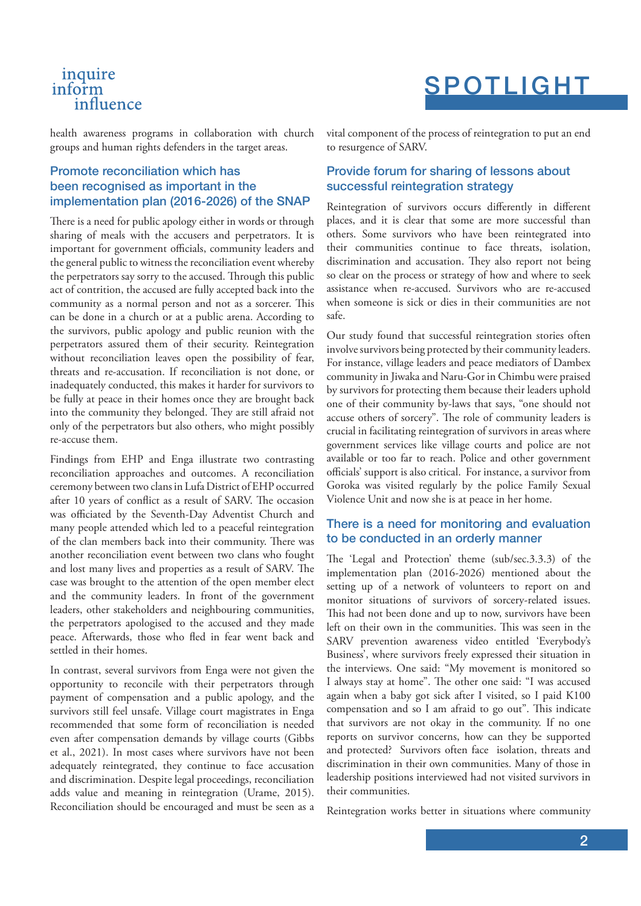health awareness programs in collaboration with church groups and human rights defenders in the target areas.

## Promote reconciliation which has been recognised as important in the implementation plan (2016-2026) of the SNAP

There is a need for public apology either in words or through sharing of meals with the accusers and perpetrators. It is important for government officials, community leaders and the general public to witness the reconciliation event whereby the perpetrators say sorry to the accused. Through this public act of contrition, the accused are fully accepted back into the community as a normal person and not as a sorcerer. This can be done in a church or at a public arena. According to the survivors, public apology and public reunion with the perpetrators assured them of their security. Reintegration without reconciliation leaves open the possibility of fear, threats and re-accusation. If reconciliation is not done, or inadequately conducted, this makes it harder for survivors to be fully at peace in their homes once they are brought back into the community they belonged. They are still afraid not only of the perpetrators but also others, who might possibly re-accuse them.

Findings from EHP and Enga illustrate two contrasting reconciliation approaches and outcomes. A reconciliation ceremony between two clans in Lufa District of EHP occurred after 10 years of conflict as a result of SARV. The occasion was officiated by the Seventh-Day Adventist Church and many people attended which led to a peaceful reintegration of the clan members back into their community. There was another reconciliation event between two clans who fought and lost many lives and properties as a result of SARV. The case was brought to the attention of the open member elect and the community leaders. In front of the government leaders, other stakeholders and neighbouring communities, the perpetrators apologised to the accused and they made peace. Afterwards, those who fled in fear went back and settled in their homes.

In contrast, several survivors from Enga were not given the opportunity to reconcile with their perpetrators through payment of compensation and a public apology, and the survivors still feel unsafe. Village court magistrates in Enga recommended that some form of reconciliation is needed even after compensation demands by village courts (Gibbs et al., 2021). In most cases where survivors have not been adequately reintegrated, they continue to face accusation and discrimination. Despite legal proceedings, reconciliation adds value and meaning in reintegration (Urame, 2015). Reconciliation should be encouraged and must be seen as a vital component of the process of reintegration to put an end to resurgence of SARV.

## Provide forum for sharing of lessons about successful reintegration strategy

Reintegration of survivors occurs differently in different places, and it is clear that some are more successful than others. Some survivors who have been reintegrated into their communities continue to face threats, isolation, discrimination and accusation. They also report not being so clear on the process or strategy of how and where to seek assistance when re-accused. Survivors who are re-accused when someone is sick or dies in their communities are not safe.

Our study found that successful reintegration stories often involve survivors being protected by their community leaders. For instance, village leaders and peace mediators of Dambex community in Jiwaka and Naru-Gor in Chimbu were praised by survivors for protecting them because their leaders uphold one of their community by-laws that says, "one should not accuse others of sorcery". The role of community leaders is crucial in facilitating reintegration of survivors in areas where government services like village courts and police are not available or too far to reach. Police and other government officials' support is also critical. For instance, a survivor from Goroka was visited regularly by the police Family Sexual Violence Unit and now she is at peace in her home.

## There is a need for monitoring and evaluation to be conducted in an orderly manner

The 'Legal and Protection' theme (sub/sec.3.3.3) of the implementation plan (2016-2026) mentioned about the setting up of a network of volunteers to report on and monitor situations of survivors of sorcery-related issues. This had not been done and up to now, survivors have been left on their own in the communities. This was seen in the SARV prevention awareness video entitled 'Everybody's Business', where survivors freely expressed their situation in the interviews. One said: "My movement is monitored so I always stay at home". The other one said: "I was accused again when a baby got sick after I visited, so I paid K100 compensation and so I am afraid to go out". This indicate that survivors are not okay in the community. If no one reports on survivor concerns, how can they be supported and protected? Survivors often face isolation, threats and discrimination in their own communities. Many of those in leadership positions interviewed had not visited survivors in their communities.

Reintegration works better in situations where community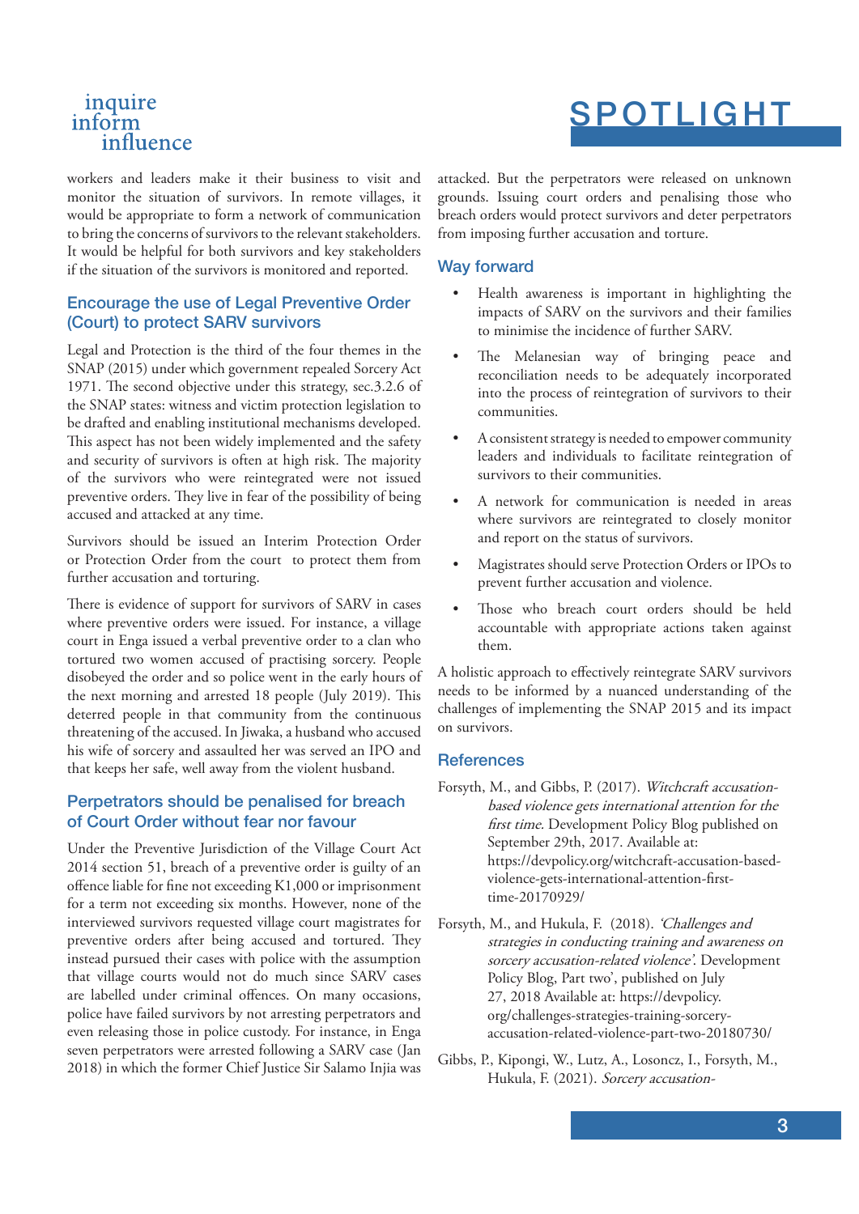workers and leaders make it their business to visit and monitor the situation of survivors. In remote villages, it would be appropriate to form a network of communication to bring the concerns of survivors to the relevant stakeholders. It would be helpful for both survivors and key stakeholders if the situation of the survivors is monitored and reported.

### Encourage the use of Legal Preventive Order (Court) to protect SARV survivors

Legal and Protection is the third of the four themes in the SNAP (2015) under which government repealed Sorcery Act 1971. The second objective under this strategy, sec.3.2.6 of the SNAP states: witness and victim protection legislation to be drafted and enabling institutional mechanisms developed. This aspect has not been widely implemented and the safety and security of survivors is often at high risk. The majority of the survivors who were reintegrated were not issued preventive orders. They live in fear of the possibility of being accused and attacked at any time.

Survivors should be issued an Interim Protection Order or Protection Order from the court to protect them from further accusation and torturing.

There is evidence of support for survivors of SARV in cases where preventive orders were issued. For instance, a village court in Enga issued a verbal preventive order to a clan who tortured two women accused of practising sorcery. People disobeyed the order and so police went in the early hours of the next morning and arrested 18 people (July 2019). This deterred people in that community from the continuous threatening of the accused. In Jiwaka, a husband who accused his wife of sorcery and assaulted her was served an IPO and that keeps her safe, well away from the violent husband.

### Perpetrators should be penalised for breach of Court Order without fear nor favour

Under the Preventive Jurisdiction of the Village Court Act 2014 section 51, breach of a preventive order is guilty of an offence liable for fine not exceeding K1,000 or imprisonment for a term not exceeding six months. However, none of the interviewed survivors requested village court magistrates for preventive orders after being accused and tortured. They instead pursued their cases with police with the assumption that village courts would not do much since SARV cases are labelled under criminal offences. On many occasions, police have failed survivors by not arresting perpetrators and even releasing those in police custody. For instance, in Enga seven perpetrators were arrested following a SARV case (Jan 2018) in which the former Chief Justice Sir Salamo Injia was attacked. But the perpetrators were released on unknown grounds. Issuing court orders and penalising those who breach orders would protect survivors and deter perpetrators from imposing further accusation and torture.

### Way forward

- Health awareness is important in highlighting the impacts of SARV on the survivors and their families to minimise the incidence of further SARV.
- The Melanesian way of bringing peace and reconciliation needs to be adequately incorporated into the process of reintegration of survivors to their communities.
- A consistent strategy is needed to empower community leaders and individuals to facilitate reintegration of survivors to their communities.
- A network for communication is needed in areas where survivors are reintegrated to closely monitor and report on the status of survivors.
- Magistrates should serve Protection Orders or IPOs to prevent further accusation and violence.
- Those who breach court orders should be held accountable with appropriate actions taken against them.

A holistic approach to effectively reintegrate SARV survivors needs to be informed by a nuanced understanding of the challenges of implementing the SNAP 2015 and its impact on survivors.

### References

Forsyth, M., and Gibbs, P. (2017). *Witchcraft accusation-based violence gets international attention for the first time.* Development Policy Blog published on September 29th, 2017. Available at: https://devpolicy.org/witchcraft-accusation-based-violence-gets-international-attention-first-time-20170929/

Forsyth, M., and Hukula, F. (2018). *'Challenges and strategies in conducting training and awareness on sorcery accusation-related violence'.* Development Policy Blog, Part two', published on July 27, 2018 Available at: https://devpolicy.org/challenges-strategies-training-sorcery-accusation-related-violence-part-two-20180730/

Gibbs, P., Kipongi, W., Lutz, A., Losoncz, I., Forsyth, M., Hukula, F. (2021). *Sorcery accusation-*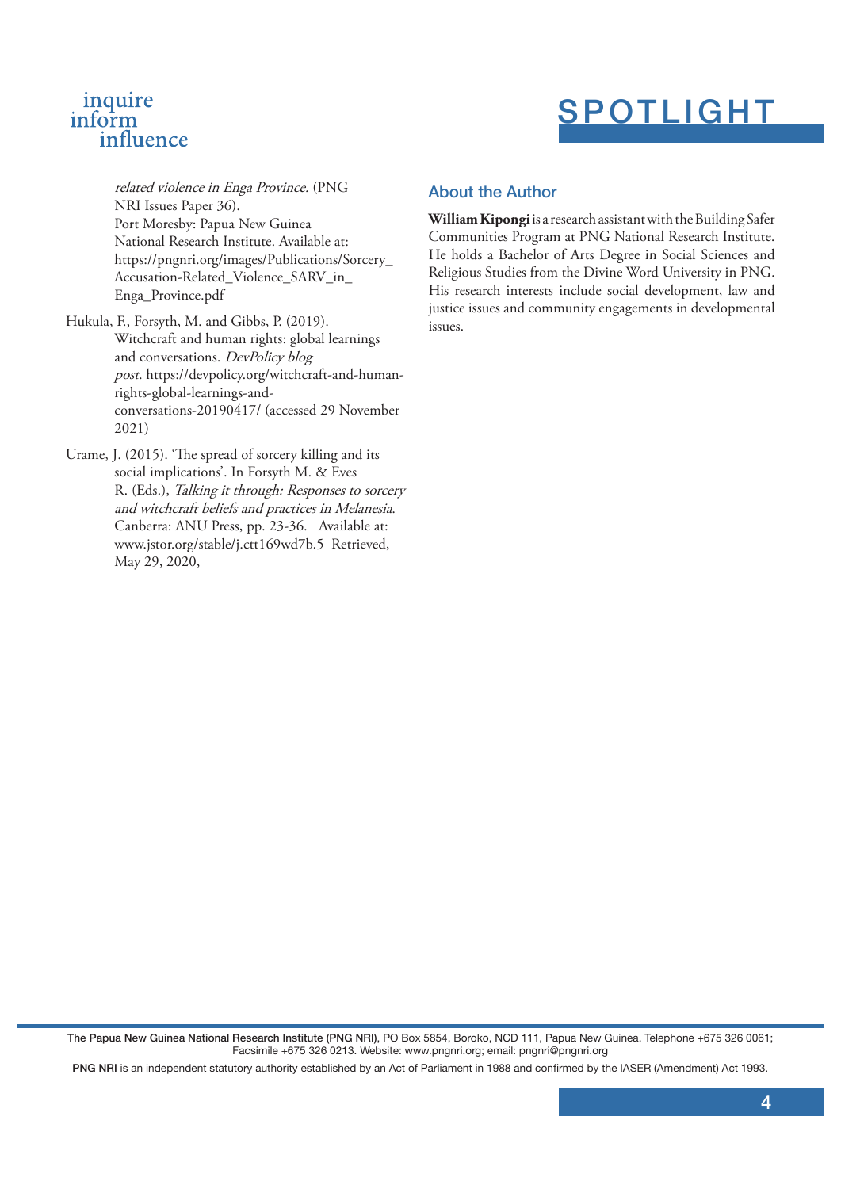*related violence in Enga Province*. (PNG NRI Issues Paper 36). Port Moresby: Papua New Guinea National Research Institute. Available at: https://pngnri.org/images/Publications/Sorcery_Accusation-Related_Violence_SARV_in_Enga_Province.pdf

Hukula, F., Forsyth, M. and Gibbs, P. (2019). Witchcraft and human rights: global learnings and conversations. *DevPolicy blog post*. https://devpolicy.org/witchcraft-and-human-rights-global-learnings-and-conversations-20190417/ (accessed 29 November 2021)

Urame, J. (2015). 'The spread of sorcery killing and its social implications'. In Forsyth M. & Eves R. (Eds.), *Talking it through: Responses to sorcery and witchcraft beliefs and practices in Melanesia*. Canberra: ANU Press, pp. 23-36. Available at: www.jstor.org/stable/j.ctt169wd7b.5 Retrieved, May 29, 2020,

## About the Author

**William Kipongi** is a research assistant with the Building Safer Communities Program at PNG National Research Institute. He holds a Bachelor of Arts Degree in Social Sciences and Religious Studies from the Divine Word University in PNG. His research interests include social development, law and justice issues and community engagements in developmental issues.

**The Papua New Guinea National Research Institute (PNG NRI)**, PO Box 5854, Boroko, NCD 111, Papua New Guinea. Telephone +675 326 0061; Facsimile +675 326 0213. Website: www.pngnri.org; email: pngnri@pngnri.org

**PNG NRI** is an independent statutory authority established by an Act of Parliament in 1988 and confirmed by the IASER (Amendment) Act 1993.